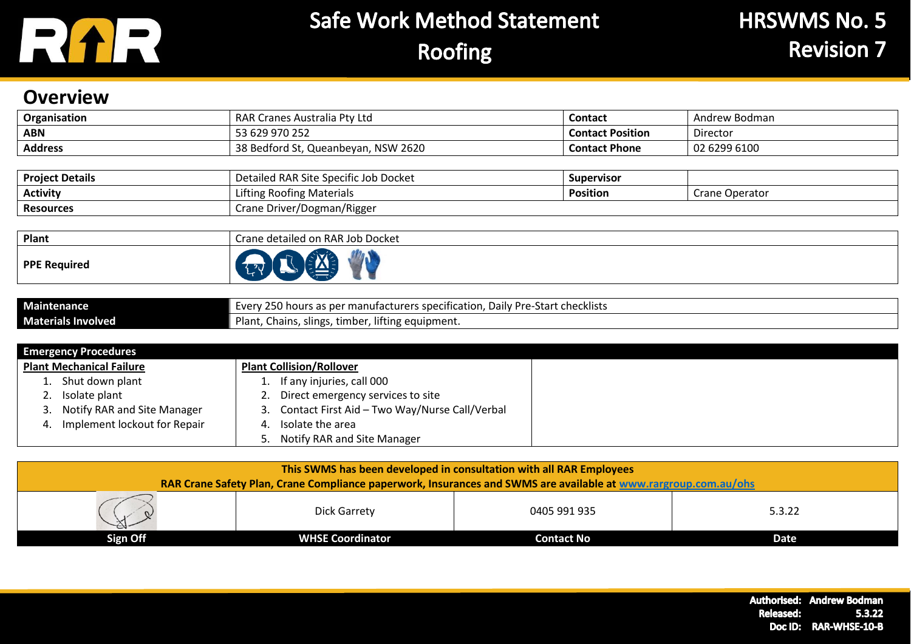# Safe Work Method Statement
# Roofing

**HRSWMS No. 5**
**Revision 7**

## Overview

| Organisation | RAR Cranes Australia Pty Ltd | Contact | Andrew Bodman |
|---|---|---|---|
| ABN | 53 629 970 252 | Contact Position | Director |
| Address | 38 Bedford St, Queanbeyan, NSW 2620 | Contact Phone | 02 6299 6100 |

| Project Details | Detailed RAR Site Specific Job Docket | Supervisor | |
|---|---|---|---|
| Activity | Lifting Roofing Materials | Position | Crane Operator |
| Resources | Crane Driver/Dogman/Rigger | | |

| Plant | Crane detailed on RAR Job Docket |
|---|---|
| PPE Required | |

| Maintenance | Every 250 hours as per manufacturers specification, Daily Pre-Start checklists |
|---|---|
| Materials Involved | Plant, Chains, slings, timber, lifting equipment. |

### Emergency Procedures

| Plant Mechanical Failure | Plant Collision/Rollover |
|---|---|
| 1. Shut down plant<br>2. Isolate plant<br>3. Notify RAR and Site Manager<br>4. Implement lockout for Repair | 1. If any injuries, call 000<br>2. Direct emergency services to site<br>3. Contact First Aid – Two Way/Nurse Call/Verbal<br>4. Isolate the area<br>5. Notify RAR and Site Manager |

**This SWMS has been developed in consultation with all RAR Employees**
**RAR Crane Safety Plan, Crane Compliance paperwork, Insurances and SWMS are available at www.rargroup.com.au/ohs**

| Sign Off | WHSE Coordinator | Contact No | Date |
|---|---|---|---|
| | Dick Garrety | 0405 991 935 | 5.3.22 |

**Authorised:** Andrew Bodman
**Released:** 5.3.22
**Doc ID:** RAR-WHSE-10-B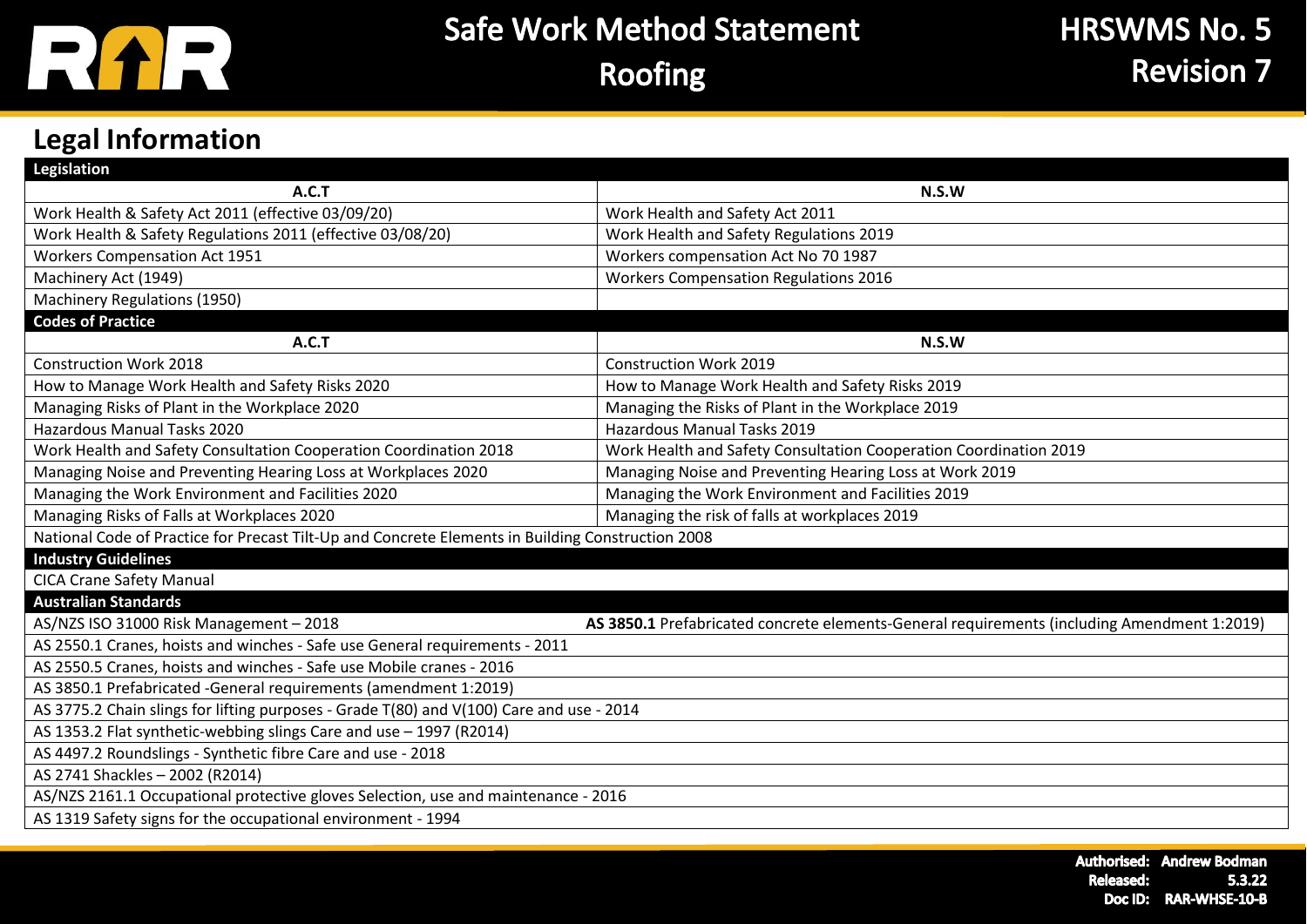## Legal Information

| Legislation | |
|---|---|
| **A.C.T** | **N.S.W** |
| Work Health & Safety Act 2011 (effective 03/09/20) | Work Health and Safety Act 2011 |
| Work Health & Safety Regulations 2011 (effective 03/08/20) | Work Health and Safety Regulations 2019 |
| Workers Compensation Act 1951 | Workers compensation Act No 70 1987 |
| Machinery Act (1949) | Workers Compensation Regulations 2016 |
| Machinery Regulations (1950) | |
| **Codes of Practice** | |
| **A.C.T** | **N.S.W** |
| Construction Work 2018 | Construction Work 2019 |
| How to Manage Work Health and Safety Risks 2020 | How to Manage Work Health and Safety Risks 2019 |
| Managing Risks of Plant in the Workplace 2020 | Managing the Risks of Plant in the Workplace 2019 |
| Hazardous Manual Tasks 2020 | Hazardous Manual Tasks 2019 |
| Work Health and Safety Consultation Cooperation Coordination 2018 | Work Health and Safety Consultation Cooperation Coordination 2019 |
| Managing Noise and Preventing Hearing Loss at Workplaces 2020 | Managing Noise and Preventing Hearing Loss at Work 2019 |
| Managing the Work Environment and Facilities 2020 | Managing the Work Environment and Facilities 2019 |
| Managing Risks of Falls at Workplaces 2020 | Managing the risk of falls at workplaces 2019 |
| National Code of Practice for Precast Tilt-Up and Concrete Elements in Building Construction 2008 | |
| **Industry Guidelines** | |
| CICA Crane Safety Manual | |
| **Australian Standards** | |
| AS/NZS ISO 31000 Risk Management – 2018 | **AS 3850.1** Prefabricated concrete elements-General requirements (including Amendment 1:2019) |
| AS 2550.1 Cranes, hoists and winches - Safe use General requirements - 2011 | |
| AS 2550.5 Cranes, hoists and winches - Safe use Mobile cranes - 2016 | |
| AS 3850.1 Prefabricated -General requirements (amendment 1:2019) | |
| AS 3775.2 Chain slings for lifting purposes - Grade T(80) and V(100) Care and use - 2014 | |
| AS 1353.2 Flat synthetic-webbing slings Care and use – 1997 (R2014) | |
| AS 4497.2 Roundslings - Synthetic fibre Care and use - 2018 | |
| AS 2741 Shackles – 2002 (R2014) | |
| AS/NZS 2161.1 Occupational protective gloves Selection, use and maintenance - 2016 | |
| AS 1319 Safety signs for the occupational environment - 1994 | |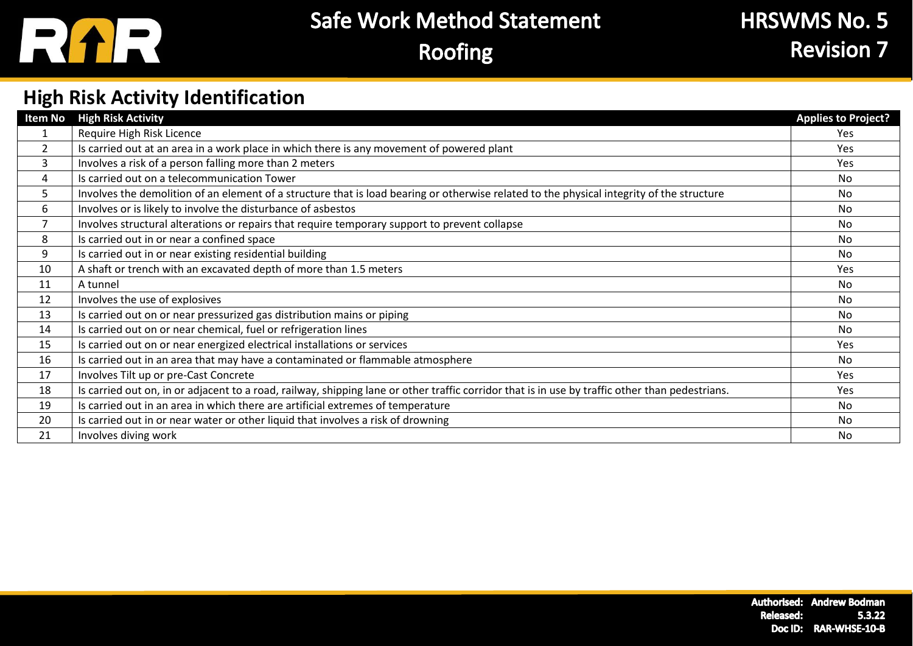## High Risk Activity Identification

| Item No | High Risk Activity | Applies to Project? |
|---|---|---|
| 1 | Require High Risk Licence | Yes |
| 2 | Is carried out at an area in a work place in which there is any movement of powered plant | Yes |
| 3 | Involves a risk of a person falling more than 2 meters | Yes |
| 4 | Is carried out on a telecommunication Tower | No |
| 5 | Involves the demolition of an element of a structure that is load bearing or otherwise related to the physical integrity of the structure | No |
| 6 | Involves or is likely to involve the disturbance of asbestos | No |
| 7 | Involves structural alterations or repairs that require temporary support to prevent collapse | No |
| 8 | Is carried out in or near a confined space | No |
| 9 | Is carried out in or near existing residential building | No |
| 10 | A shaft or trench with an excavated depth of more than 1.5 meters | Yes |
| 11 | A tunnel | No |
| 12 | Involves the use of explosives | No |
| 13 | Is carried out on or near pressurized gas distribution mains or piping | No |
| 14 | Is carried out on or near chemical, fuel or refrigeration lines | No |
| 15 | Is carried out on or near energized electrical installations or services | Yes |
| 16 | Is carried out in an area that may have a contaminated or flammable atmosphere | No |
| 17 | Involves Tilt up or pre-Cast Concrete | Yes |
| 18 | Is carried out on, in or adjacent to a road, railway, shipping lane or other traffic corridor that is in use by traffic other than pedestrians. | Yes |
| 19 | Is carried out in an area in which there are artificial extremes of temperature | No |
| 20 | Is carried out in or near water or other liquid that involves a risk of drowning | No |
| 21 | Involves diving work | No |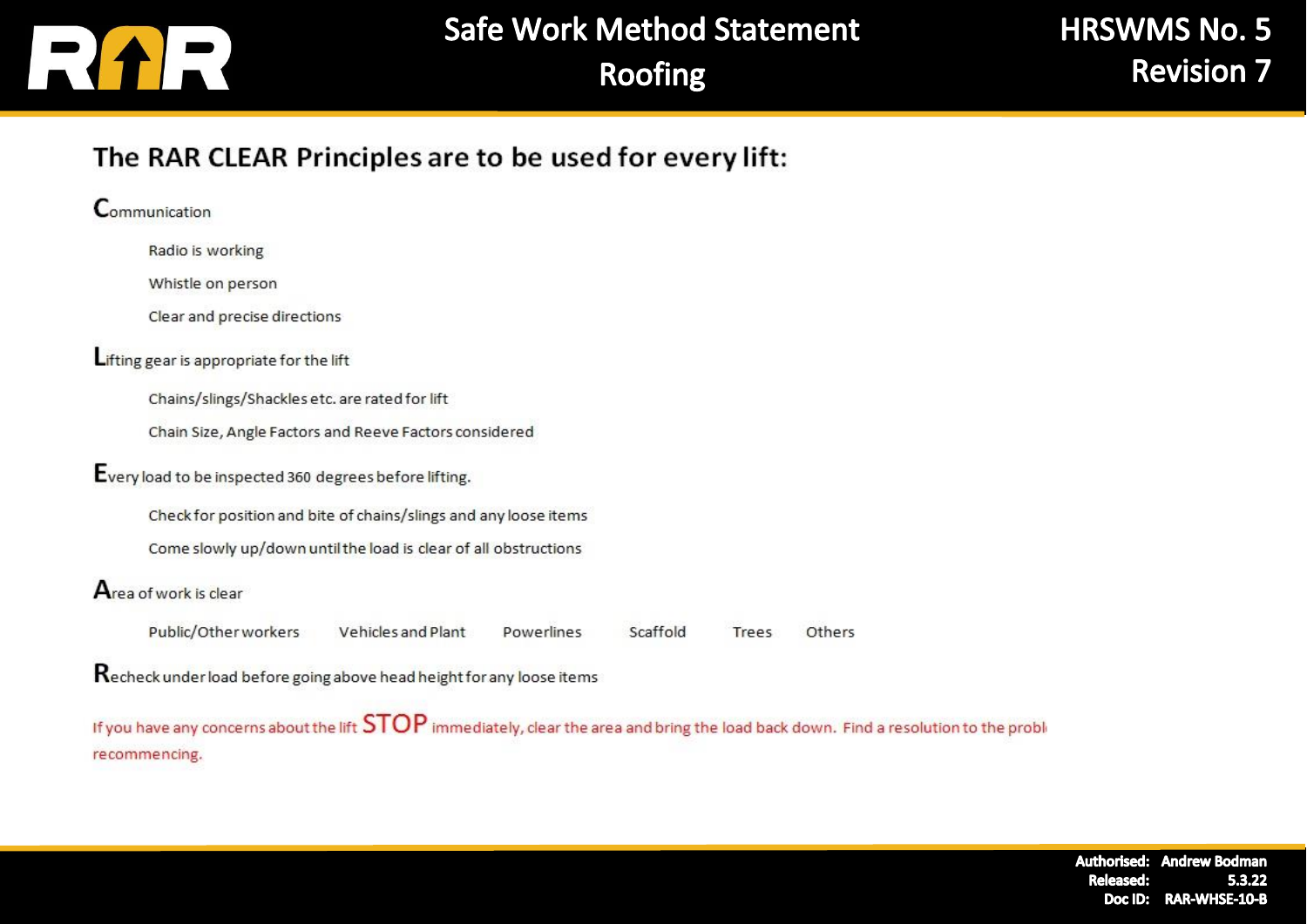## The RAR CLEAR Principles are to be used for every lift:

**C**ommunication

- Radio is working
- Whistle on person
- Clear and precise directions

**L**ifting gear is appropriate for the lift

- Chains/slings/Shackles etc. are rated for lift
- Chain Size, Angle Factors and Reeve Factors considered

**E**very load to be inspected 360 degrees before lifting.

- Check for position and bite of chains/slings and any loose items
- Come slowly up/down until the load is clear of all obstructions

**A**rea of work is clear

- Public/Other workers
- Vehicles and Plant
- Powerlines
- Scaffold
- Trees
- Others

**R**echeck under load before going above head height for any loose items

If you have any concerns about the lift **STOP** immediately, clear the area and bring the load back down. Find a resolution to the probl recommencing.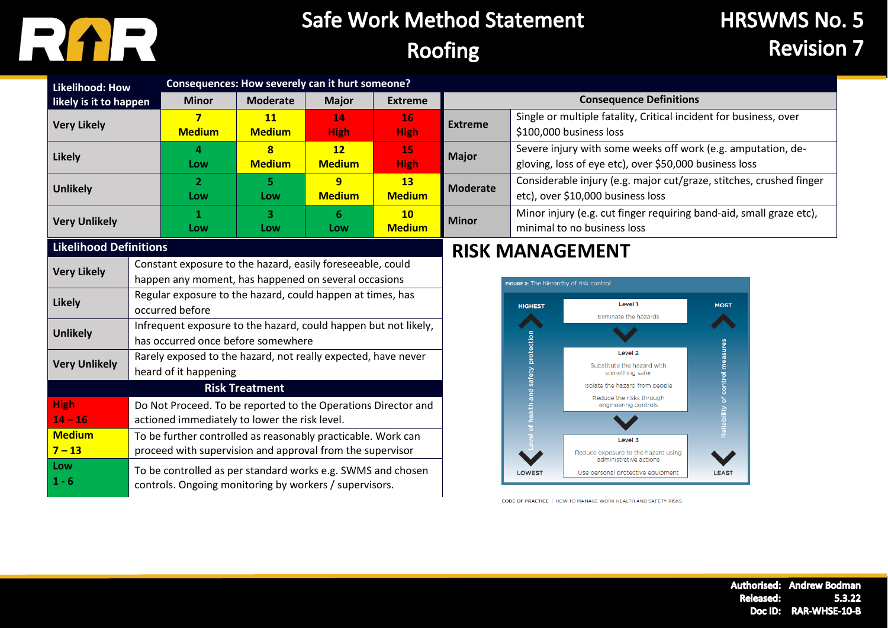# Safe Work Method Statement
# Roofing

**HRSWMS No. 5**
**Revision 7**

| Likelihood: How likely is it to happen | Consequences: How severely can it hurt someone? | | | |
|---|---|---|---|---|
| | Minor | Moderate | Major | Extreme |
| **Very Likely** | 7 Medium | 11 Medium | 14 High | 16 High |
| **Likely** | 4 Low | 8 Medium | 12 Medium | 15 High |
| **Unlikely** | 2 Low | 5 Low | 9 Medium | 13 Medium |
| **Very Unlikely** | 1 Low | 3 Low | 6 Low | 10 Medium |

| Consequence Definitions | |
|---|---|
| **Extreme** | Single or multiple fatality, Critical incident for business, over $100,000 business loss |
| **Major** | Severe injury with some weeks off work (e.g. amputation, de-gloving, loss of eye etc), over $50,000 business loss |
| **Moderate** | Considerable injury (e.g. major cut/graze, stitches, crushed finger etc), over $10,000 business loss |
| **Minor** | Minor injury (e.g. cut finger requiring band-aid, small graze etc), minimal to no business loss |

| Likelihood Definitions | |
|---|---|
| **Very Likely** | Constant exposure to the hazard, easily foreseeable, could happen any moment, has happened on several occasions |
| **Likely** | Regular exposure to the hazard, could happen at times, has occurred before |
| **Unlikely** | Infrequent exposure to the hazard, could happen but not likely, has occurred once before somewhere |
| **Very Unlikely** | Rarely exposed to the hazard, not really expected, have never heard of it happening |

| Risk Treatment | |
|---|---|
| **High 14 – 16** | Do Not Proceed. To be reported to the Operations Director and actioned immediately to lower the risk level. |
| **Medium 7 – 13** | To be further controlled as reasonably practicable. Work can proceed with supervision and approval from the supervisor |
| **Low 1 - 6** | To be controlled as per standard works e.g. SWMS and chosen controls. Ongoing monitoring by workers / supervisors. |

## RISK MANAGEMENT

**FIGURE 2:** The hierarchy of risk control

HIGHEST — Level of health and safety protection — LOWEST

MOST — Reliability of control measures — LEAST

**Level 1**
Eliminate the hazards

**Level 2**
Substitute the hazard with something safer
Isolate the hazard from people
Reduce the risks through engineering controls

**Level 3**
Reduce exposure to the hazard using administrative actions
Use personal protective equipment

CODE OF PRACTICE | HOW TO MANAGE WORK HEALTH AND SAFETY RISKS

**Authorised:** Andrew Bodman
**Released:** 5.3.22
**Doc ID:** RAR-WHSE-10-B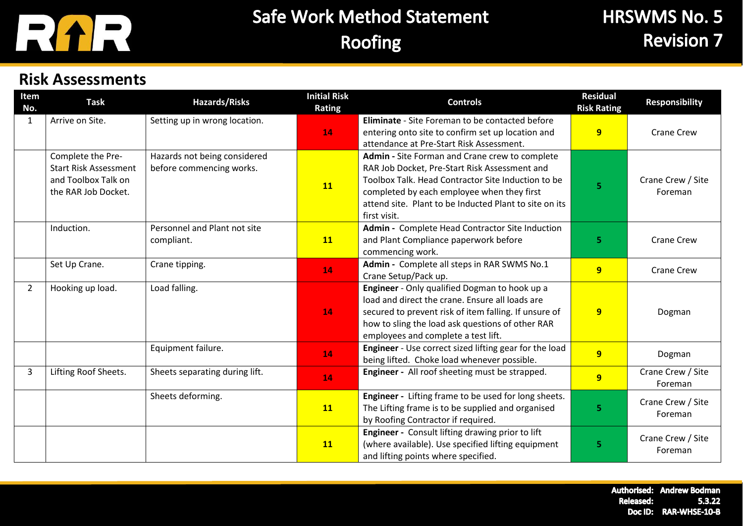## Risk Assessments

| Item No. | Task | Hazards/Risks | Initial Risk Rating | Controls | Residual Risk Rating | Responsibility |
|---|---|---|---|---|---|---|
| 1 | Arrive on Site. | Setting up in wrong location. | 14 | **Eliminate** - Site Foreman to be contacted before entering onto site to confirm set up location and attendance at Pre-Start Risk Assessment. | 9 | Crane Crew |
| | Complete the Pre-Start Risk Assessment and Toolbox Talk on the RAR Job Docket. | Hazards not being considered before commencing works. | 11 | **Admin** - Site Forman and Crane crew to complete RAR Job Docket, Pre-Start Risk Assessment and Toolbox Talk. Head Contractor Site Induction to be completed by each employee when they first attend site. Plant to be Inducted Plant to site on its first visit. | 5 | Crane Crew / Site Foreman |
| | Induction. | Personnel and Plant not site compliant. | 11 | **Admin** - Complete Head Contractor Site Induction and Plant Compliance paperwork before commencing work. | 5 | Crane Crew |
| | Set Up Crane. | Crane tipping. | 14 | **Admin** - Complete all steps in RAR SWMS No.1 Crane Setup/Pack up. | 9 | Crane Crew |
| 2 | Hooking up load. | Load falling. | 14 | **Engineer** - Only qualified Dogman to hook up a load and direct the crane. Ensure all loads are secured to prevent risk of item falling. If unsure of how to sling the load ask questions of other RAR employees and complete a test lift. | 9 | Dogman |
| | | Equipment failure. | 14 | **Engineer** - Use correct sized lifting gear for the load being lifted. Choke load whenever possible. | 9 | Dogman |
| 3 | Lifting Roof Sheets. | Sheets separating during lift. | 14 | **Engineer** - All roof sheeting must be strapped. | 9 | Crane Crew / Site Foreman |
| | | Sheets deforming. | 11 | **Engineer** - Lifting frame to be used for long sheets. The Lifting frame is to be supplied and organised by Roofing Contractor if required. | 5 | Crane Crew / Site Foreman |
| | | | 11 | **Engineer** - Consult lifting drawing prior to lift (where available). Use specified lifting equipment and lifting points where specified. | 5 | Crane Crew / Site Foreman |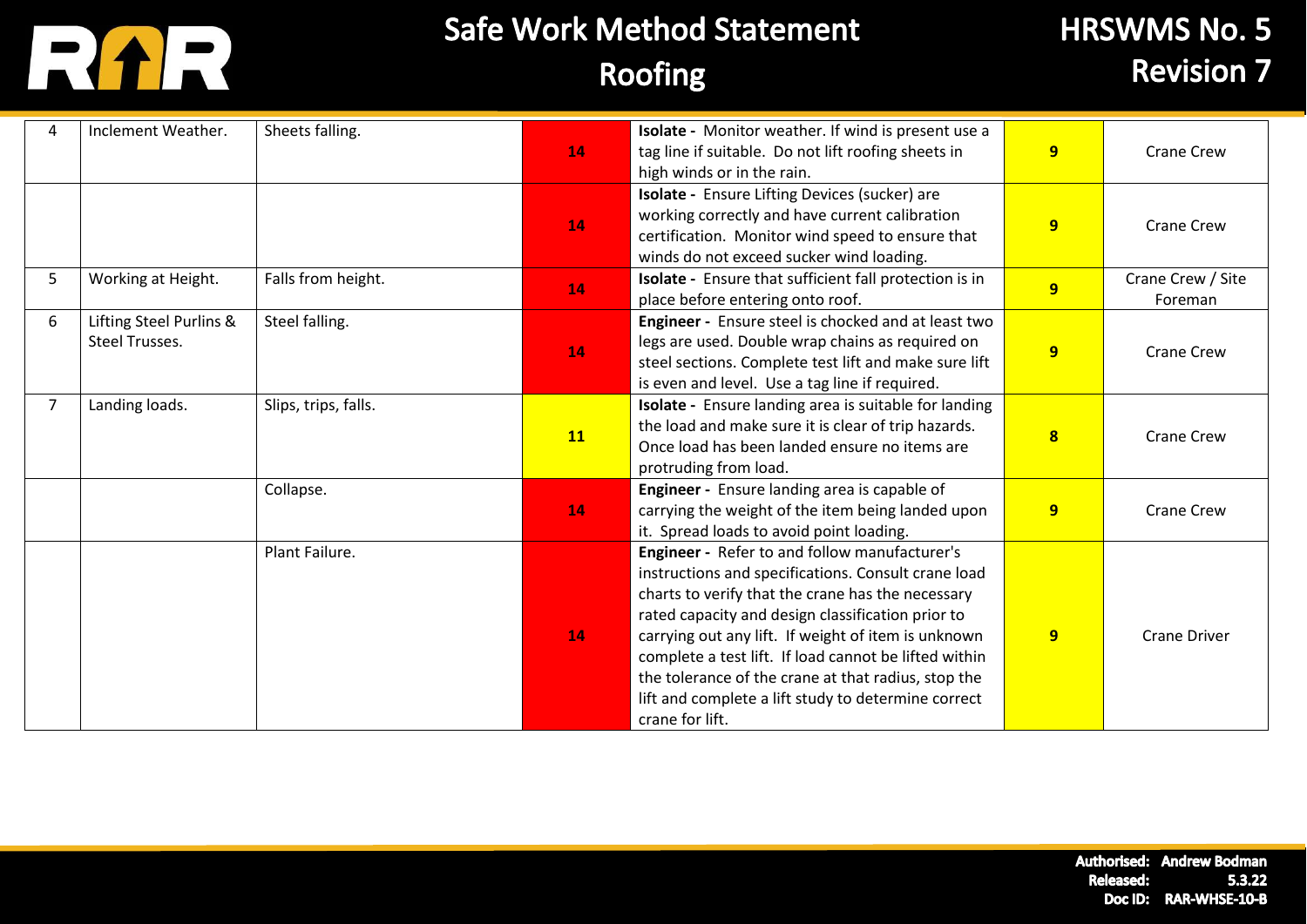| 4 | Inclement Weather. | Sheets falling. | 14 | **Isolate -** Monitor weather. If wind is present use a tag line if suitable. Do not lift roofing sheets in high winds or in the rain. | 9 | Crane Crew |
|---|---|---|---|---|---|---|
| | | | 14 | **Isolate -** Ensure Lifting Devices (sucker) are working correctly and have current calibration certification. Monitor wind speed to ensure that winds do not exceed sucker wind loading. | 9 | Crane Crew |
| 5 | Working at Height. | Falls from height. | 14 | **Isolate -** Ensure that sufficient fall protection is in place before entering onto roof. | 9 | Crane Crew / Site Foreman |
| 6 | Lifting Steel Purlins & Steel Trusses. | Steel falling. | 14 | **Engineer -** Ensure steel is chocked and at least two legs are used. Double wrap chains as required on steel sections. Complete test lift and make sure lift is even and level. Use a tag line if required. | 9 | Crane Crew |
| 7 | Landing loads. | Slips, trips, falls. | 11 | **Isolate -** Ensure landing area is suitable for landing the load and make sure it is clear of trip hazards. Once load has been landed ensure no items are protruding from load. | 8 | Crane Crew |
| | | Collapse. | 14 | **Engineer -** Ensure landing area is capable of carrying the weight of the item being landed upon it. Spread loads to avoid point loading. | 9 | Crane Crew |
| | | Plant Failure. | 14 | **Engineer -** Refer to and follow manufacturer's instructions and specifications. Consult crane load charts to verify that the crane has the necessary rated capacity and design classification prior to carrying out any lift. If weight of item is unknown complete a test lift. If load cannot be lifted within the tolerance of the crane at that radius, stop the lift and complete a lift study to determine correct crane for lift. | 9 | Crane Driver |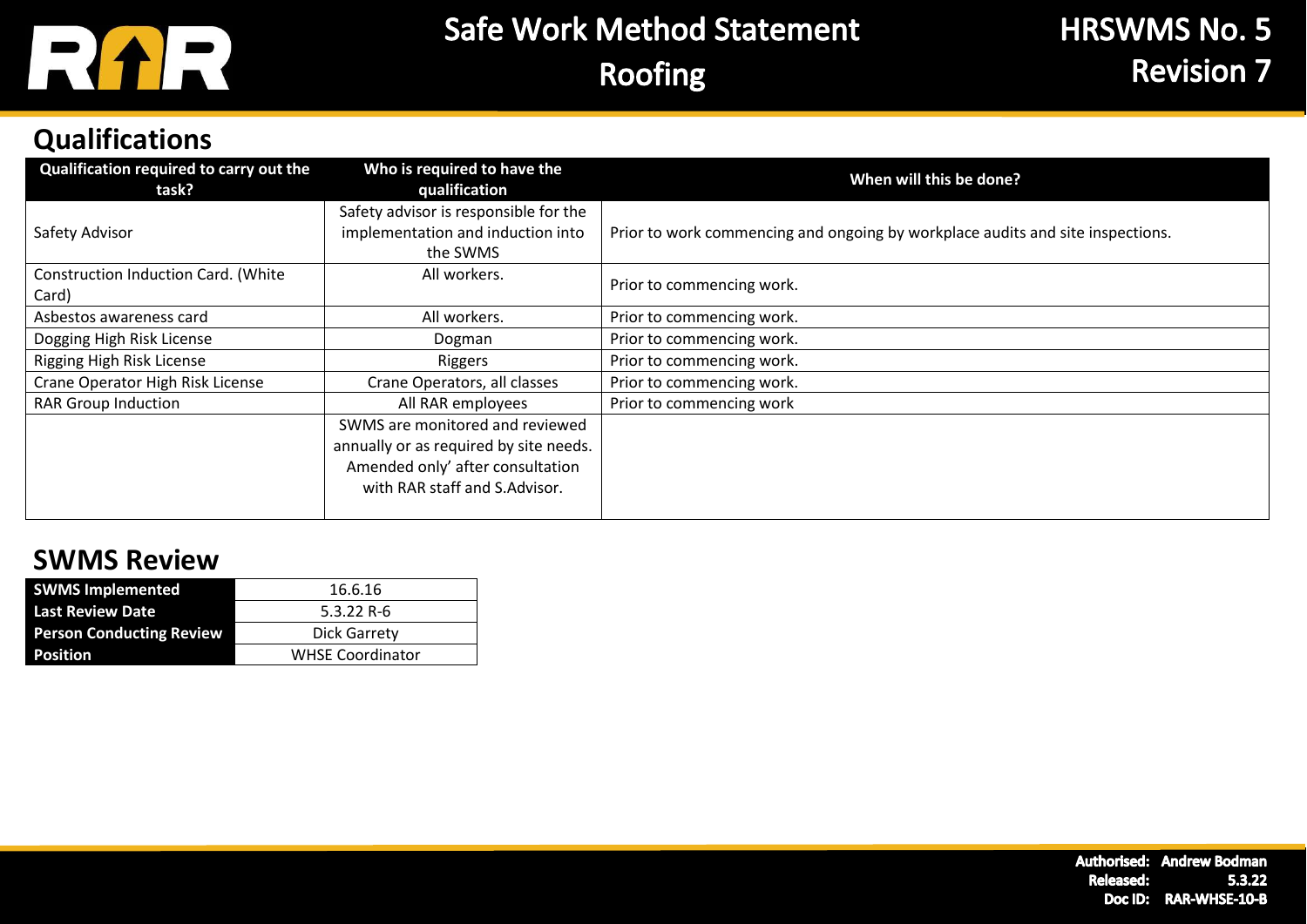## Qualifications

| Qualification required to carry out the task? | Who is required to have the qualification | When will this be done? |
| --- | --- | --- |
| Safety Advisor | Safety advisor is responsible for the implementation and induction into the SWMS | Prior to work commencing and ongoing by workplace audits and site inspections. |
| Construction Induction Card. (White Card) | All workers. | Prior to commencing work. |
| Asbestos awareness card | All workers. | Prior to commencing work. |
| Dogging High Risk License | Dogman | Prior to commencing work. |
| Rigging High Risk License | Riggers | Prior to commencing work. |
| Crane Operator High Risk License | Crane Operators, all classes | Prior to commencing work. |
| RAR Group Induction | All RAR employees | Prior to commencing work |
| | SWMS are monitored and reviewed annually or as required by site needs. Amended only' after consultation with RAR staff and S.Advisor. | |

## SWMS Review

| | |
| --- | --- |
| **SWMS Implemented** | 16.6.16 |
| **Last Review Date** | 5.3.22 R-6 |
| **Person Conducting Review** | Dick Garrety |
| **Position** | WHSE Coordinator |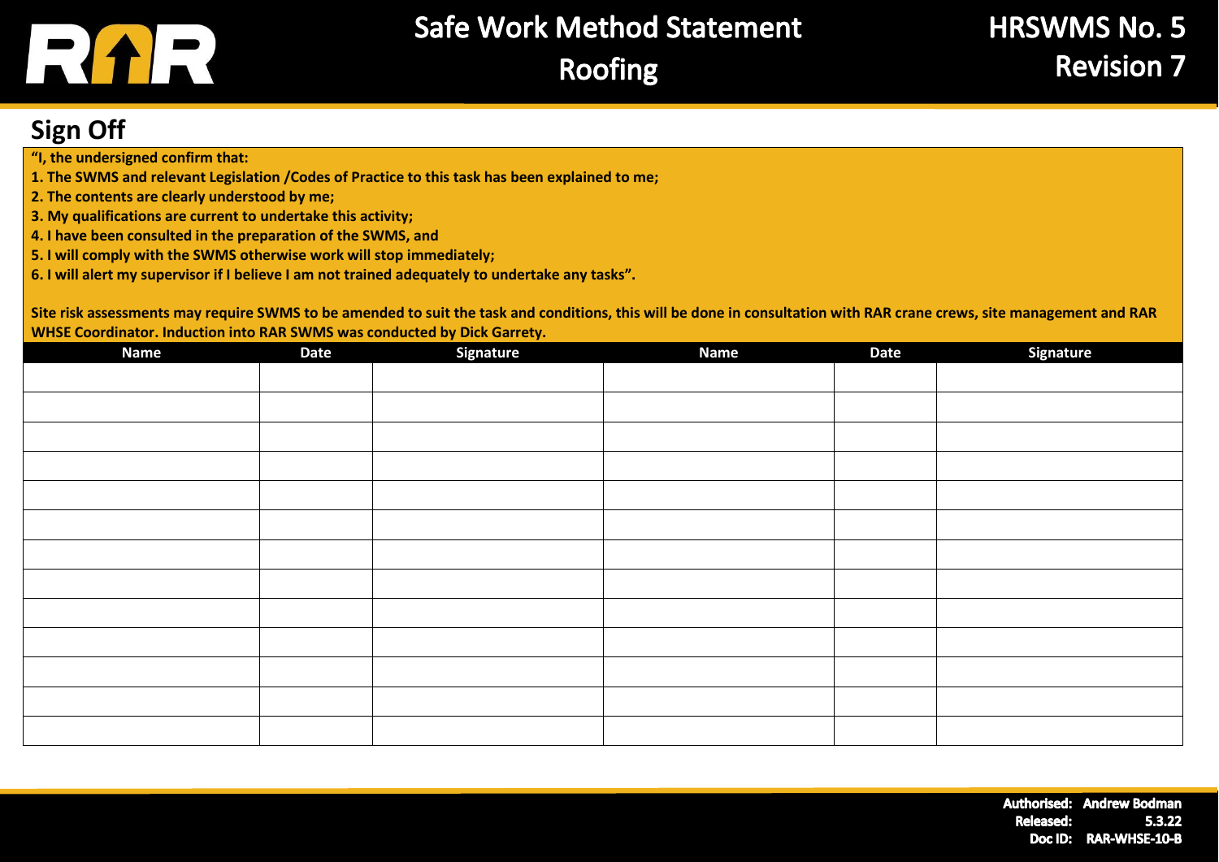## Sign Off

**"I, the undersigned confirm that:**
**1. The SWMS and relevant Legislation /Codes of Practice to this task has been explained to me;**
**2. The contents are clearly understood by me;**
**3. My qualifications are current to undertake this activity;**
**4. I have been consulted in the preparation of the SWMS, and**
**5. I will comply with the SWMS otherwise work will stop immediately;**
**6. I will alert my supervisor if I believe I am not trained adequately to undertake any tasks".**

**Site risk assessments may require SWMS to be amended to suit the task and conditions, this will be done in consultation with RAR crane crews, site management and RAR WHSE Coordinator. Induction into RAR SWMS was conducted by Dick Garrety.**

| Name | Date | Signature | Name | Date | Signature |
|---|---|---|---|---|---|
| | | | | | |
| | | | | | |
| | | | | | |
| | | | | | |
| | | | | | |
| | | | | | |
| | | | | | |
| | | | | | |
| | | | | | |
| | | | | | |
| | | | | | |
| | | | | | |
| | | | | | |